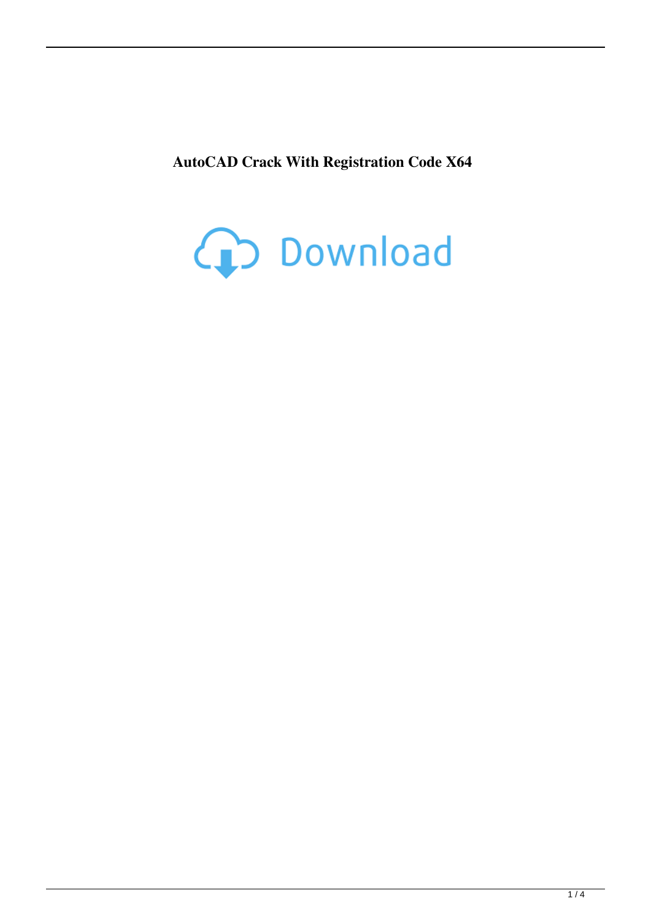**AutoCAD Crack With Registration Code X64**

Download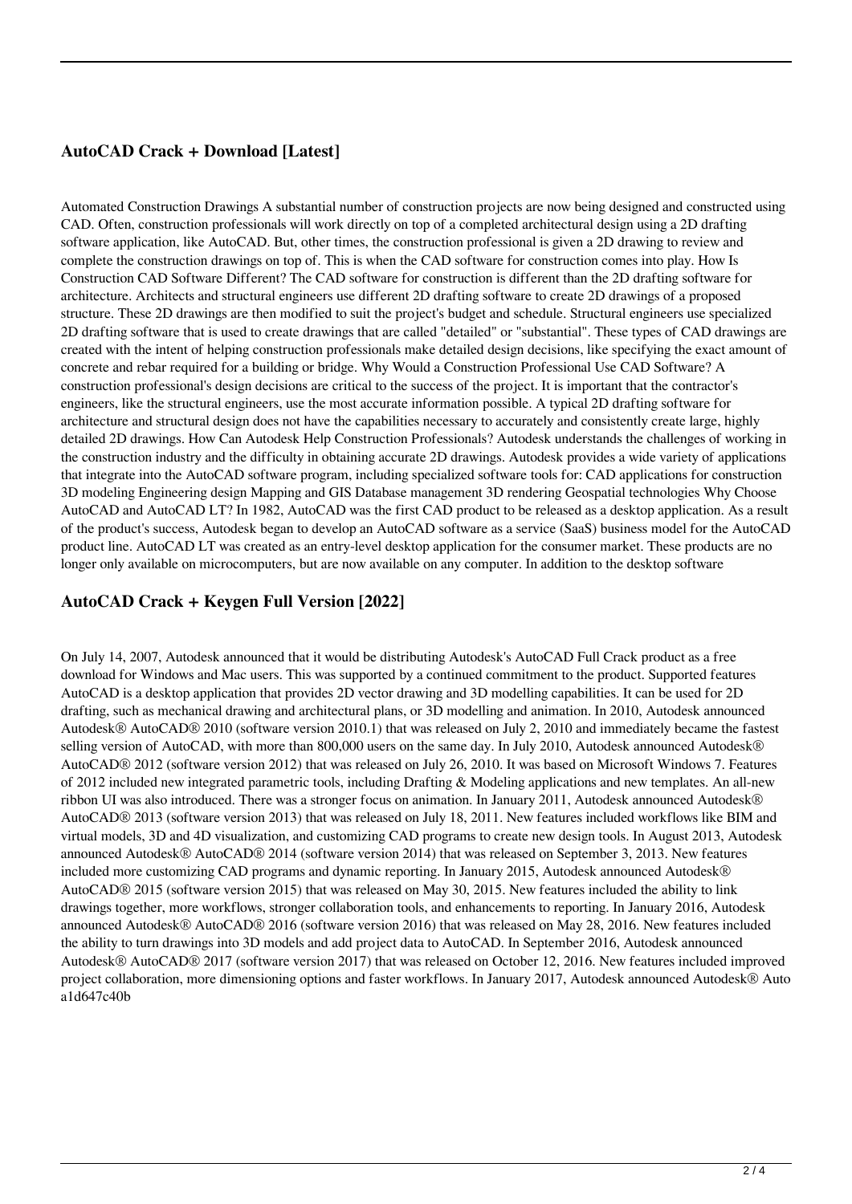## AutoCAD Crack + Download [Latest]

Automated Construction Drawings A substantial number of construction projects are now being designed and constructed using CAD. Often, construction professionals will work directly on top of a completed architectural design using a 2D drafting software application, like AutoCAD. But, other times, the construction professional is given a 2D drawing to review and complete the construction drawings on top of. This is when the CAD software for construction comes into play. How Is Construction CAD Software Different? The CAD software for construction is different than the 2D drafting software for architecture. Architects and structural engineers use different 2D drafting software to create 2D drawings of a proposed structure. These 2D drawings are then modified to suit the project's budget and schedule. Structural engineers use specialized 2D drafting software that is used to create drawings that are called "detailed" or "substantial". These types of CAD drawings are created with the intent of helping construction professionals make detailed design decisions, like specifying the exact amount of concrete and rebar required for a building or bridge. Why Would a Construction Professional Use CAD Software? A construction professional's design decisions are critical to the success of the project. It is important that the contractor's engineers, like the structural engineers, use the most accurate information possible. A typical 2D drafting software for architecture and structural design does not have the capabilities necessary to accurately and consistently create large, highly detailed 2D drawings. How Can Autodesk Help Construction Professionals? Autodesk understands the challenges of working in the construction industry and the difficulty in obtaining accurate 2D drawings. Autodesk provides a wide variety of applications that integrate into the AutoCAD software program, including specialized software tools for: CAD applications for construction 3D modeling Engineering design Mapping and GIS Database management 3D rendering Geospatial technologies Why Choose AutoCAD and AutoCAD LT? In 1982, AutoCAD was the first CAD product to be released as a desktop application. As a result of the product's success, Autodesk began to develop an AutoCAD software as a service (SaaS) business model for the AutoCAD product line. AutoCAD LT was created as an entry-level desktop application for the consumer market. These products are no longer only available on microcomputers, but are now available on any computer. In addition to the desktop software

## AutoCAD Crack + Keygen Full Version [2022]

On July 14, 2007, Autodesk announced that it would be distributing Autodesk's AutoCAD Full Crack product as a free download for Windows and Mac users. This was supported by a continued commitment to the product. Supported features AutoCAD is a desktop application that provides 2D vector drawing and 3D modelling capabilities. It can be used for 2D drafting, such as mechanical drawing and architectural plans, or 3D modelling and animation. In 2010, Autodesk announced Autodesk® AutoCAD® 2010 (software version 2010.1) that was released on July 2, 2010 and immediately became the fastest selling version of AutoCAD, with more than 800,000 users on the same day. In July 2010, Autodesk announced Autodesk® AutoCAD® 2012 (software version 2012) that was released on July 26, 2010. It was based on Microsoft Windows 7. Features of 2012 included new integrated parametric tools, including Drafting & Modeling applications and new templates. An all-new ribbon UI was also introduced. There was a stronger focus on animation. In January 2011, Autodesk announced Autodesk® AutoCAD® 2013 (software version 2013) that was released on July 18, 2011. New features included workflows like BIM and virtual models, 3D and 4D visualization, and customizing CAD programs to create new design tools. In August 2013, Autodesk announced Autodesk® AutoCAD® 2014 (software version 2014) that was released on September 3, 2013. New features included more customizing CAD programs and dynamic reporting. In January 2015, Autodesk announced Autodesk® AutoCAD® 2015 (software version 2015) that was released on May 30, 2015. New features included the ability to link drawings together, more workflows, stronger collaboration tools, and enhancements to reporting. In January 2016, Autodesk announced Autodesk® AutoCAD® 2016 (software version 2016) that was released on May 28, 2016. New features included the ability to turn drawings into 3D models and add project data to AutoCAD. In September 2016, Autodesk announced Autodesk® AutoCAD® 2017 (software version 2017) that was released on October 12, 2016. New features included improved project collaboration, more dimensioning options and faster workflows. In January 2017, Autodesk announced Autodesk® Auto a1d647c40b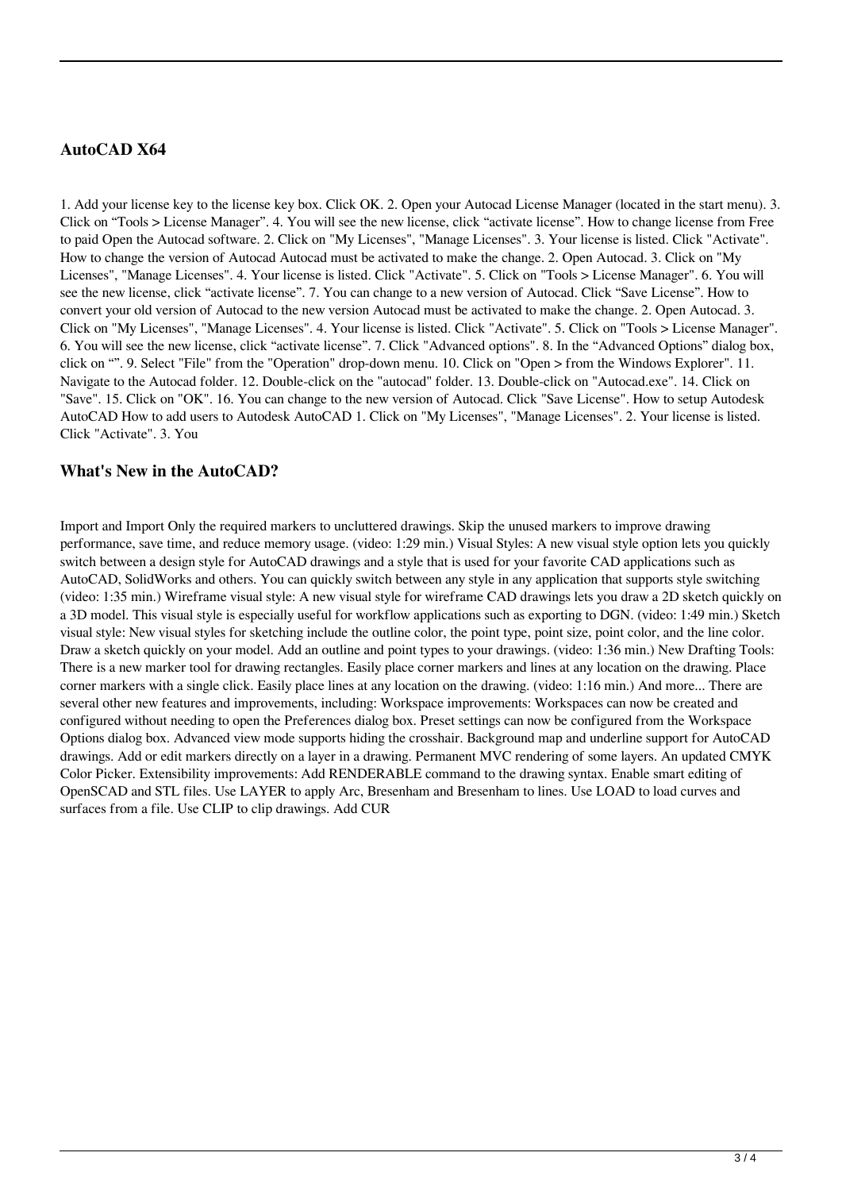## AutoCAD X64

1. Add your license key to the license key box. Click OK. 2. Open your Autocad License Manager (located in the start menu). 3. Click on "Tools > License Manager". 4. You will see the new license, click "activate license". How to change license from Free to paid Open the Autocad software. 2. Click on "My Licenses", "Manage Licenses". 3. Your license is listed. Click "Activate". How to change the version of Autocad Autocad must be activated to make the change. 2. Open Autocad. 3. Click on "My Licenses", "Manage Licenses". 4. Your license is listed. Click "Activate". 5. Click on "Tools > License Manager". 6. You will see the new license, click "activate license". 7. You can change to a new version of Autocad. Click "Save License". How to convert your old version of Autocad to the new version Autocad must be activated to make the change. 2. Open Autocad. 3. Click on "My Licenses", "Manage Licenses". 4. Your license is listed. Click "Activate". 5. Click on "Tools > License Manager". 6. You will see the new license, click "activate license". 7. Click "Advanced options". 8. In the "Advanced Options" dialog box, click on "". 9. Select "File" from the "Operation" drop-down menu. 10. Click on "Open > from the Windows Explorer". 11. Navigate to the Autocad folder. 12. Double-click on the "autocad" folder. 13. Double-click on "Autocad.exe". 14. Click on "Save". 15. Click on "OK". 16. You can change to the new version of Autocad. Click "Save License". How to setup Autodesk AutoCAD How to add users to Autodesk AutoCAD 1. Click on "My Licenses", "Manage Licenses". 2. Your license is listed. Click "Activate". 3. You

## What's New in the AutoCAD?

Import and Import Only the required markers to uncluttered drawings. Skip the unused markers to improve drawing performance, save time, and reduce memory usage. (video: 1:29 min.) Visual Styles: A new visual style option lets you quickly switch between a design style for AutoCAD drawings and a style that is used for your favorite CAD applications such as AutoCAD, SolidWorks and others. You can quickly switch between any style in any application that supports style switching (video: 1:35 min.) Wireframe visual style: A new visual style for wireframe CAD drawings lets you draw a 2D sketch quickly on a 3D model. This visual style is especially useful for workflow applications such as exporting to DGN. (video: 1:49 min.) Sketch visual style: New visual styles for sketching include the outline color, the point type, point size, point color, and the line color. Draw a sketch quickly on your model. Add an outline and point types to your drawings. (video: 1:36 min.) New Drafting Tools: There is a new marker tool for drawing rectangles. Easily place corner markers and lines at any location on the drawing. Place corner markers with a single click. Easily place lines at any location on the drawing. (video: 1:16 min.) And more... There are several other new features and improvements, including: Workspace improvements: Workspaces can now be created and configured without needing to open the Preferences dialog box. Preset settings can now be configured from the Workspace Options dialog box. Advanced view mode supports hiding the crosshair. Background map and underline support for AutoCAD drawings. Add or edit markers directly on a layer in a drawing. Permanent MVC rendering of some layers. An updated CMYK Color Picker. Extensibility improvements: Add RENDERABLE command to the drawing syntax. Enable smart editing of OpenSCAD and STL files. Use LAYER to apply Arc, Bresenham and Bresenham to lines. Use LOAD to load curves and surfaces from a file. Use CLIP to clip drawings. Add CUR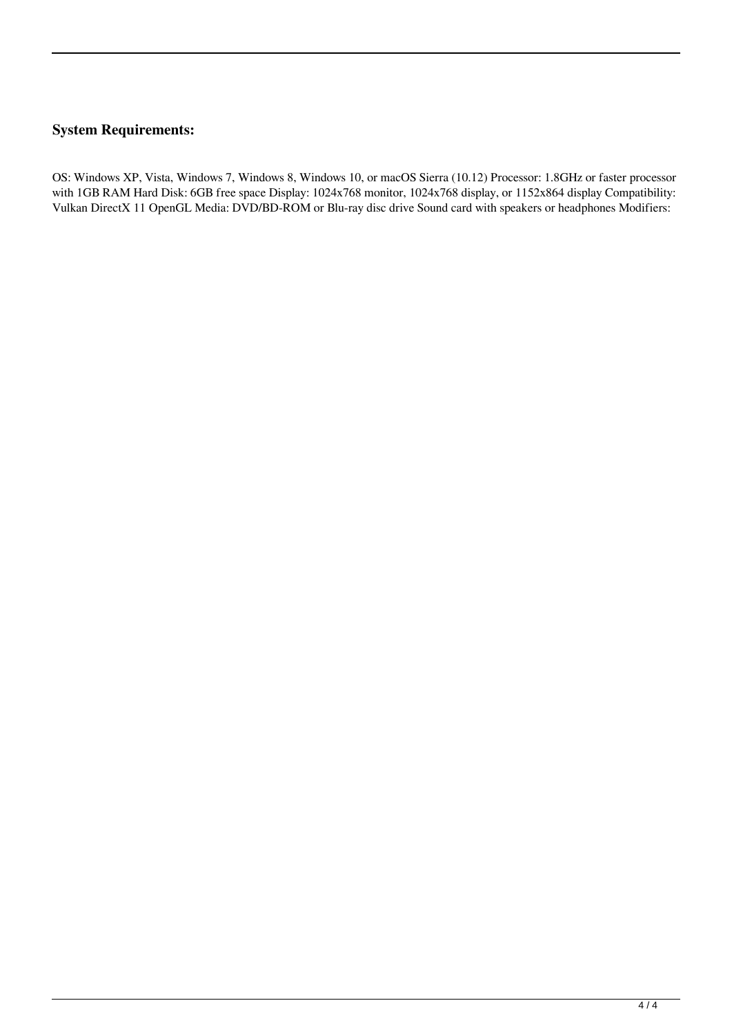**System Requirements:**

OS: Windows XP, Vista, Windows 7, Windows 8, Windows 10, or macOS Sierra (10.12) Processor: 1.8GHz or faster processor with 1GB RAM Hard Disk: 6GB free space Display: 1024x768 monitor, 1024x768 display, or 1152x864 display Compatibility: Vulkan DirectX 11 OpenGL Media: DVD/BD-ROM or Blu-ray disc drive Sound card with speakers or headphones Modifiers: